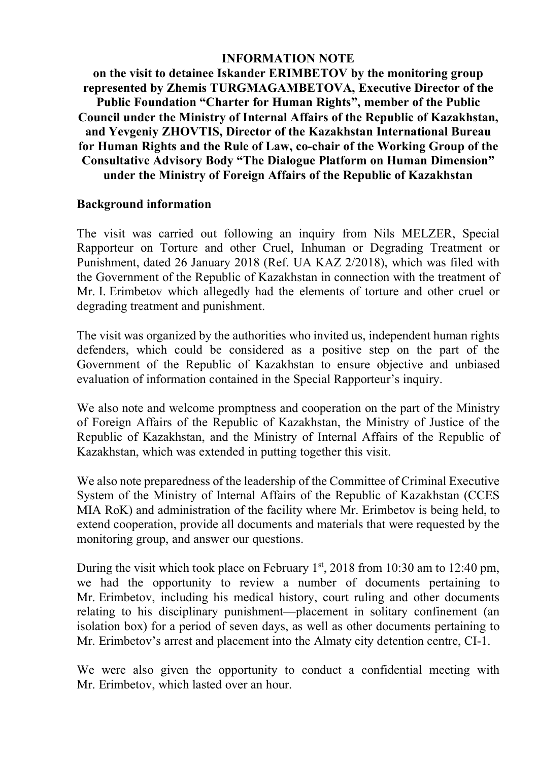# INFORMATION NOTE

**on the visit to detainee Iskander ERIMBETOV by the monitoring group represented by Zhemis TURGMAGAMBETOVA, Executive Director of the Public Foundation "Charter for Human Rights", member of the Public Council under the Ministry of Internal Affairs of the Republic of Kazakhstan, and Yevgeniy ZHOVTIS, Director of the Kazakhstan International Bureau for Human Rights and the Rule of Law, co-chair of the Working Group of the Consultative Advisory Body "The Dialogue Platform on Human Dimension" under the Ministry of Foreign Affairs of the Republic of Kazakhstan**

## Background information

The visit was carried out following an inquiry from Nils MELZER, Special Rapporteur on Torture and other Cruel, Inhuman or Degrading Treatment or Punishment, dated 26 January 2018 (Ref. UA KAZ 2/2018), which was filed with the Government of the Republic of Kazakhstan in connection with the treatment of Mr. I. Erimbetov which allegedly had the elements of torture and other cruel or degrading treatment and punishment.

The visit was organized by the authorities who invited us, independent human rights defenders, which could be considered as a positive step on the part of the Government of the Republic of Kazakhstan to ensure objective and unbiased evaluation of information contained in the Special Rapporteur's inquiry.

We also note and welcome promptness and cooperation on the part of the Ministry of Foreign Affairs of the Republic of Kazakhstan, the Ministry of Justice of the Republic of Kazakhstan, and the Ministry of Internal Affairs of the Republic of Kazakhstan, which was extended in putting together this visit.

We also note preparedness of the leadership of the Committee of Criminal Executive System of the Ministry of Internal Affairs of the Republic of Kazakhstan (CCES MIA RoK) and administration of the facility where Mr. Erimbetov is being held, to extend cooperation, provide all documents and materials that were requested by the monitoring group, and answer our questions.

During the visit which took place on February 1st, 2018 from 10:30 am to 12:40 pm, we had the opportunity to review a number of documents pertaining to Mr. Erimbetov, including his medical history, court ruling and other documents relating to his disciplinary punishment—placement in solitary confinement (an isolation box) for a period of seven days, as well as other documents pertaining to Mr. Erimbetov's arrest and placement into the Almaty city detention centre, CI-1.

We were also given the opportunity to conduct a confidential meeting with Mr. Erimbetov, which lasted over an hour.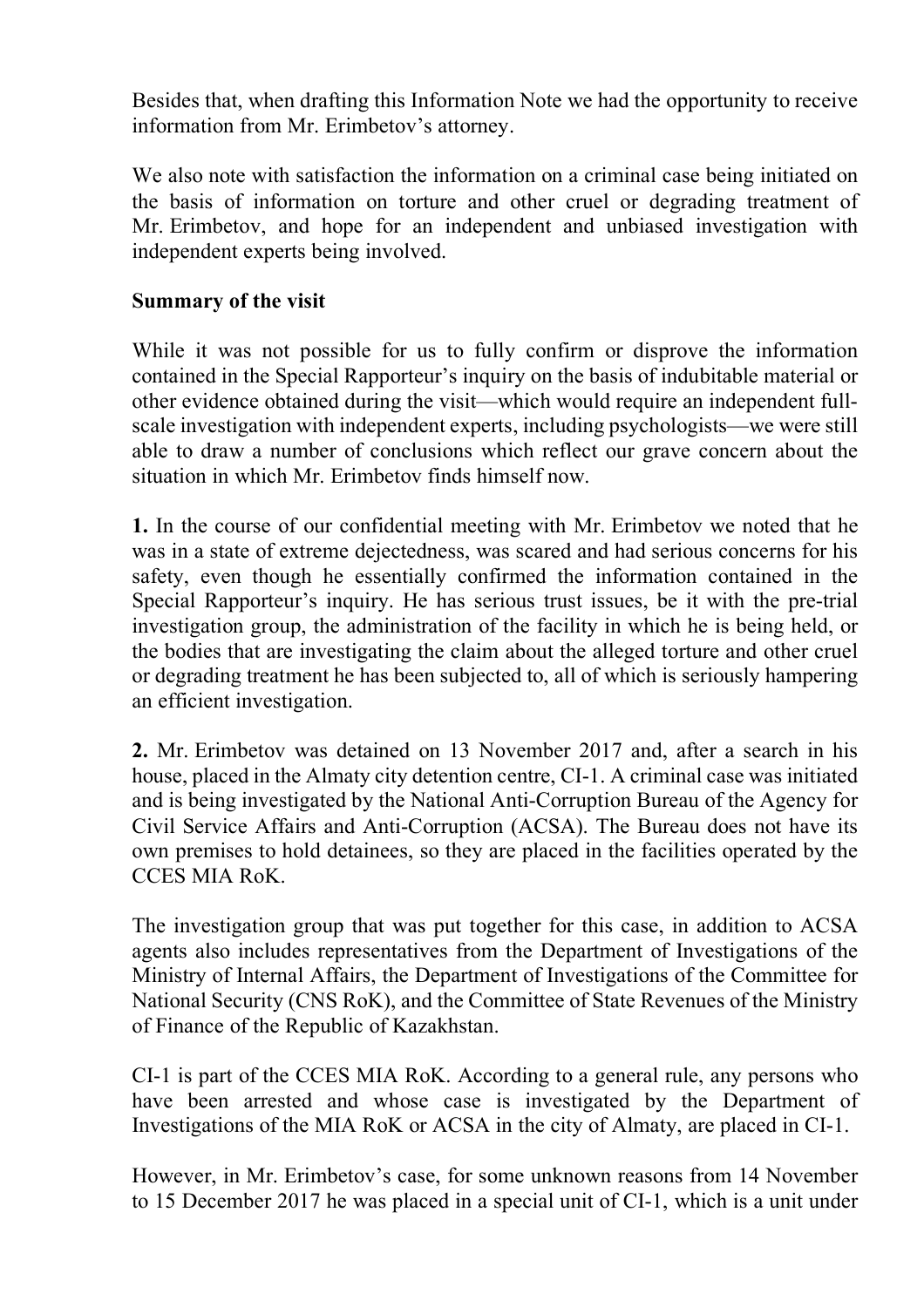Besides that, when drafting this Information Note we had the opportunity to receive information from Mr. Erimbetov's attorney.

We also note with satisfaction the information on a criminal case being initiated on the basis of information on torture and other cruel or degrading treatment of Mr. Erimbetov, and hope for an independent and unbiased investigation with independent experts being involved.

**Summary of the visit**

While it was not possible for us to fully confirm or disprove the information contained in the Special Rapporteur's inquiry on the basis of indubitable material or other evidence obtained during the visit—which would require an independent full-scale investigation with independent experts, including psychologists—we were still able to draw a number of conclusions which reflect our grave concern about the situation in which Mr. Erimbetov finds himself now.

**1.** In the course of our confidential meeting with Mr. Erimbetov we noted that he was in a state of extreme dejectedness, was scared and had serious concerns for his safety, even though he essentially confirmed the information contained in the Special Rapporteur's inquiry. He has serious trust issues, be it with the pre-trial investigation group, the administration of the facility in which he is being held, or the bodies that are investigating the claim about the alleged torture and other cruel or degrading treatment he has been subjected to, all of which is seriously hampering an efficient investigation.

**2.** Mr. Erimbetov was detained on 13 November 2017 and, after a search in his house, placed in the Almaty city detention centre, CI-1. A criminal case was initiated and is being investigated by the National Anti-Corruption Bureau of the Agency for Civil Service Affairs and Anti-Corruption (ACSA). The Bureau does not have its own premises to hold detainees, so they are placed in the facilities operated by the CCES MIA RoK.

The investigation group that was put together for this case, in addition to ACSA agents also includes representatives from the Department of Investigations of the Ministry of Internal Affairs, the Department of Investigations of the Committee for National Security (CNS RoK), and the Committee of State Revenues of the Ministry of Finance of the Republic of Kazakhstan.

CI-1 is part of the CCES MIA RoK. According to a general rule, any persons who have been arrested and whose case is investigated by the Department of Investigations of the MIA RoK or ACSA in the city of Almaty, are placed in CI-1.

However, in Mr. Erimbetov's case, for some unknown reasons from 14 November to 15 December 2017 he was placed in a special unit of CI-1, which is a unit under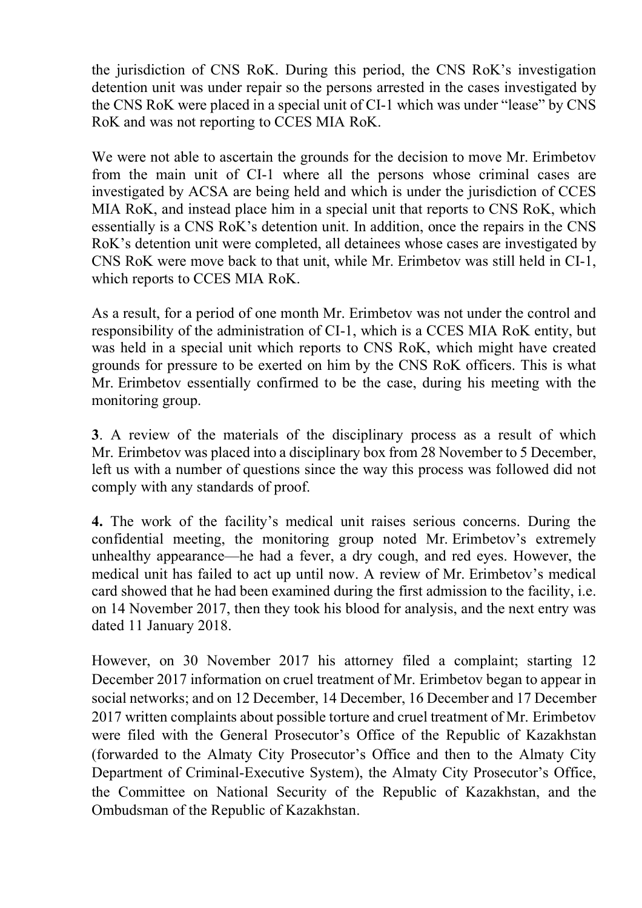the jurisdiction of CNS RoK. During this period, the CNS RoK's investigation detention unit was under repair so the persons arrested in the cases investigated by the CNS RoK were placed in a special unit of CI-1 which was under "lease" by CNS RoK and was not reporting to CCES MIA RoK.

We were not able to ascertain the grounds for the decision to move Mr. Erimbetov from the main unit of CI-1 where all the persons whose criminal cases are investigated by ACSA are being held and which is under the jurisdiction of CCES MIA RoK, and instead place him in a special unit that reports to CNS RoK, which essentially is a CNS RoK's detention unit. In addition, once the repairs in the CNS RoK's detention unit were completed, all detainees whose cases are investigated by CNS RoK were move back to that unit, while Mr. Erimbetov was still held in CI-1, which reports to CCES MIA RoK.

As a result, for a period of one month Mr. Erimbetov was not under the control and responsibility of the administration of CI-1, which is a CCES MIA RoK entity, but was held in a special unit which reports to CNS RoK, which might have created grounds for pressure to be exerted on him by the CNS RoK officers. This is what Mr. Erimbetov essentially confirmed to be the case, during his meeting with the monitoring group.

**3**. A review of the materials of the disciplinary process as a result of which Mr. Erimbetov was placed into a disciplinary box from 28 November to 5 December, left us with a number of questions since the way this process was followed did not comply with any standards of proof.

**4.** The work of the facility's medical unit raises serious concerns. During the confidential meeting, the monitoring group noted Mr. Erimbetov's extremely unhealthy appearance—he had a fever, a dry cough, and red eyes. However, the medical unit has failed to act up until now. A review of Mr. Erimbetov's medical card showed that he had been examined during the first admission to the facility, i.e. on 14 November 2017, then they took his blood for analysis, and the next entry was dated 11 January 2018.

However, on 30 November 2017 his attorney filed a complaint; starting 12 December 2017 information on cruel treatment of Mr. Erimbetov began to appear in social networks; and on 12 December, 14 December, 16 December and 17 December 2017 written complaints about possible torture and cruel treatment of Mr. Erimbetov were filed with the General Prosecutor's Office of the Republic of Kazakhstan (forwarded to the Almaty City Prosecutor's Office and then to the Almaty City Department of Criminal-Executive System), the Almaty City Prosecutor's Office, the Committee on National Security of the Republic of Kazakhstan, and the Ombudsman of the Republic of Kazakhstan.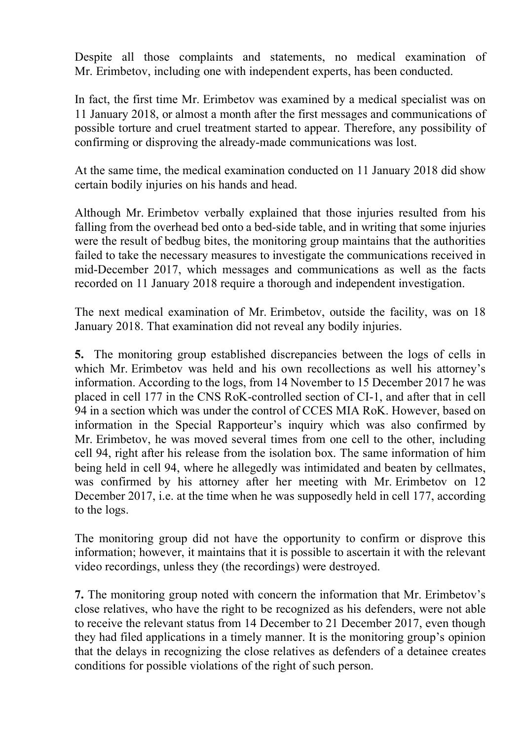Despite all those complaints and statements, no medical examination of Mr. Erimbetov, including one with independent experts, has been conducted.

In fact, the first time Mr. Erimbetov was examined by a medical specialist was on 11 January 2018, or almost a month after the first messages and communications of possible torture and cruel treatment started to appear. Therefore, any possibility of confirming or disproving the already-made communications was lost.

At the same time, the medical examination conducted on 11 January 2018 did show certain bodily injuries on his hands and head.

Although Mr. Erimbetov verbally explained that those injuries resulted from his falling from the overhead bed onto a bed-side table, and in writing that some injuries were the result of bedbug bites, the monitoring group maintains that the authorities failed to take the necessary measures to investigate the communications received in mid-December 2017, which messages and communications as well as the facts recorded on 11 January 2018 require a thorough and independent investigation.

The next medical examination of Mr. Erimbetov, outside the facility, was on 18 January 2018. That examination did not reveal any bodily injuries.

**5.** The monitoring group established discrepancies between the logs of cells in which Mr. Erimbetov was held and his own recollections as well his attorney's information. According to the logs, from 14 November to 15 December 2017 he was placed in cell 177 in the CNS RoK-controlled section of CI-1, and after that in cell 94 in a section which was under the control of CCES MIA RoK. However, based on information in the Special Rapporteur's inquiry which was also confirmed by Mr. Erimbetov, he was moved several times from one cell to the other, including cell 94, right after his release from the isolation box. The same information of him being held in cell 94, where he allegedly was intimidated and beaten by cellmates, was confirmed by his attorney after her meeting with Mr. Erimbetov on 12 December 2017, i.e. at the time when he was supposedly held in cell 177, according to the logs.

The monitoring group did not have the opportunity to confirm or disprove this information; however, it maintains that it is possible to ascertain it with the relevant video recordings, unless they (the recordings) were destroyed.

**7.** The monitoring group noted with concern the information that Mr. Erimbetov's close relatives, who have the right to be recognized as his defenders, were not able to receive the relevant status from 14 December to 21 December 2017, even though they had filed applications in a timely manner. It is the monitoring group's opinion that the delays in recognizing the close relatives as defenders of a detainee creates conditions for possible violations of the right of such person.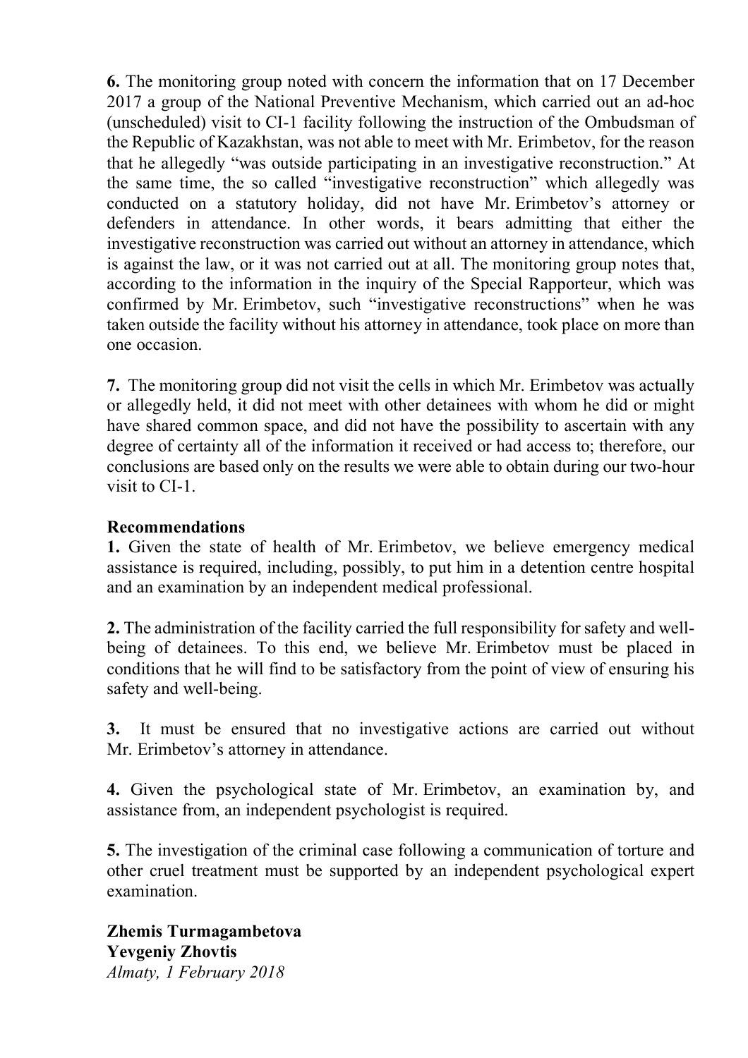**6.** The monitoring group noted with concern the information that on 17 December 2017 a group of the National Preventive Mechanism, which carried out an ad-hoc (unscheduled) visit to CI-1 facility following the instruction of the Ombudsman of the Republic of Kazakhstan, was not able to meet with Mr. Erimbetov, for the reason that he allegedly "was outside participating in an investigative reconstruction." At the same time, the so called "investigative reconstruction" which allegedly was conducted on a statutory holiday, did not have Mr. Erimbetov's attorney or defenders in attendance. In other words, it bears admitting that either the investigative reconstruction was carried out without an attorney in attendance, which is against the law, or it was not carried out at all. The monitoring group notes that, according to the information in the inquiry of the Special Rapporteur, which was confirmed by Mr. Erimbetov, such "investigative reconstructions" when he was taken outside the facility without his attorney in attendance, took place on more than one occasion.

**7.** The monitoring group did not visit the cells in which Mr. Erimbetov was actually or allegedly held, it did not meet with other detainees with whom he did or might have shared common space, and did not have the possibility to ascertain with any degree of certainty all of the information it received or had access to; therefore, our conclusions are based only on the results we were able to obtain during our two-hour visit to CI-1.

**Recommendations**

**1.** Given the state of health of Mr. Erimbetov, we believe emergency medical assistance is required, including, possibly, to put him in a detention centre hospital and an examination by an independent medical professional.

**2.** The administration of the facility carried the full responsibility for safety and well-being of detainees. To this end, we believe Mr. Erimbetov must be placed in conditions that he will find to be satisfactory from the point of view of ensuring his safety and well-being.

**3.** It must be ensured that no investigative actions are carried out without Mr. Erimbetov's attorney in attendance.

**4.** Given the psychological state of Mr. Erimbetov, an examination by, and assistance from, an independent psychologist is required.

**5.** The investigation of the criminal case following a communication of torture and other cruel treatment must be supported by an independent psychological expert examination.

**Zhemis Turmagambetova**
**Yevgeniy Zhovtis**
*Almaty, 1 February 2018*